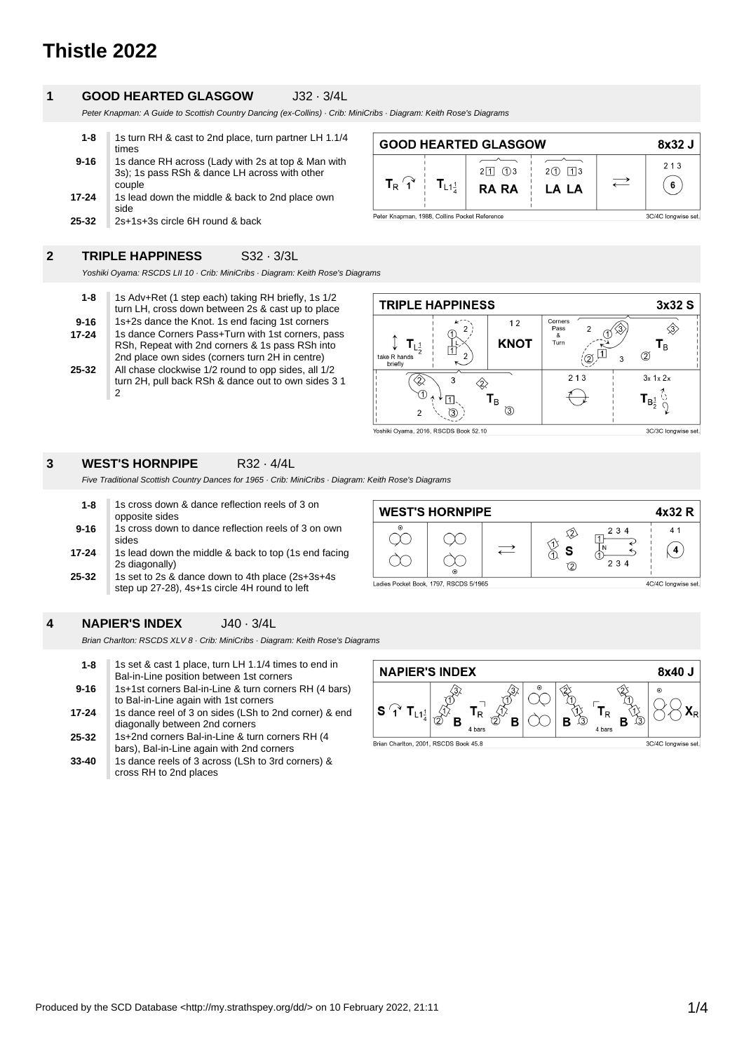# Thistle 2022

## 1 GOOD HEARTED GLASGOW J32 · 3/4L

*Peter Knapman: A Guide to Scottish Country Dancing (ex-Collins) · Crib: MiniCribs · Diagram: Keith Rose's Diagrams*

| Bars | Description |
|---|---|
| 1-8 | 1s turn RH & cast to 2nd place, turn partner LH 1.1/4 times |
| 9-16 | 1s dance RH across (Lady with 2s at top & Man with 3s); 1s pass RSh & dance LH across with other couple |
| 17-24 | 1s lead down the middle & back to 2nd place own side |
| 25-32 | 2s+1s+3s circle 6H round & back |

## 2 TRIPLE HAPPINESS S32 · 3/3L

*Yoshiki Oyama: RSCDS LII 10 · Crib: MiniCribs · Diagram: Keith Rose's Diagrams*

| Bars | Description |
|---|---|
| 1-8 | 1s Adv+Ret (1 step each) taking RH briefly, 1s 1/2 turn LH, cross down between 2s & cast up to place |
| 9-16 | 1s+2s dance the Knot. 1s end facing 1st corners |
| 17-24 | 1s dance Corners Pass+Turn with 1st corners, pass RSh, Repeat with 2nd corners & 1s pass RSh into 2nd place own sides (corners turn 2H in centre) |
| 25-32 | All chase clockwise 1/2 round to opp sides, all 1/2 turn 2H, pull back RSh & dance out to own sides 3 1 2 |

## 3 WEST'S HORNPIPE R32 · 4/4L

*Five Traditional Scottish Country Dances for 1965 · Crib: MiniCribs · Diagram: Keith Rose's Diagrams*

| Bars | Description |
|---|---|
| 1-8 | 1s cross down & dance reflection reels of 3 on opposite sides |
| 9-16 | 1s cross down to dance reflection reels of 3 on own sides |
| 17-24 | 1s lead down the middle & back to top (1s end facing 2s diagonally) |
| 25-32 | 1s set to 2s & dance down to 4th place (2s+3s+4s step up 27-28), 4s+1s circle 4H round to left |

## 4 NAPIER'S INDEX J40 · 3/4L

*Brian Charlton: RSCDS XLV 8 · Crib: MiniCribs · Diagram: Keith Rose's Diagrams*

| Bars | Description |
|---|---|
| 1-8 | 1s set & cast 1 place, turn LH 1.1/4 times to end in Bal-in-Line position between 1st corners |
| 9-16 | 1s+1st corners Bal-in-Line & turn corners RH (4 bars) to Bal-in-Line again with 1st corners |
| 17-24 | 1s dance reel of 3 on sides (LSh to 2nd corner) & end diagonally between 2nd corners |
| 25-32 | 1s+2nd corners Bal-in-Line & turn corners RH (4 bars), Bal-in-Line again with 2nd corners |
| 33-40 | 1s dance reels of 3 across (LSh to 3rd corners) & cross RH to 2nd places |

Produced by the SCD Database <http://my.strathspey.org/dd/> on 10 February 2022, 21:11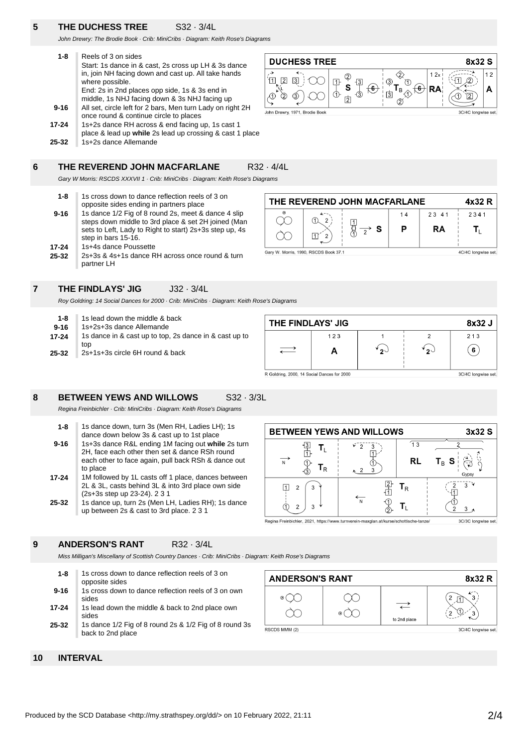## 5 THE DUCHESS TREE S32 · 3/4L

*John Drewry: The Brodie Book · Crib: MiniCribs · Diagram: Keith Rose's Diagrams*

| | |
|---|---|
| **1-8** | Reels of 3 on sides<br>Start: 1s dance in & cast, 2s cross up LH & 3s dance in, join NH facing down and cast up. All take hands where possible.<br>End: 2s in 2nd places opp side, 1s & 3s end in middle, 1s NHJ facing down & 3s NHJ facing up |
| **9-16** | All set, circle left for 2 bars, Men turn Lady on right 2H once round & continue circle to places |
| **17-24** | 1s+2s dance RH across & end facing up, 1s cast 1 place & lead up **while** 2s lead up crossing & cast 1 place |
| **25-32** | 1s+2s dance Allemande |

DUCHESS TREE 8x32 S

John Drewry, 1971, Brodie Book — 3C/4C longwise set.

## 6 THE REVEREND JOHN MACFARLANE R32 · 4/4L

*Gary W Morris: RSCDS XXXVII 1 · Crib: MiniCribs · Diagram: Keith Rose's Diagrams*

| | |
|---|---|
| **1-8** | 1s cross down to dance reflection reels of 3 on opposite sides ending in partners place |
| **9-16** | 1s dance 1/2 Fig of 8 round 2s, meet & dance 4 slip steps down middle to 3rd place & set 2H joined (Man sets to Left, Lady to Right to start) 2s+3s step up, 4s step in bars 15-16. |
| **17-24** | 1s+4s dance Poussette |
| **25-32** | 2s+3s & 4s+1s dance RH across once round & turn partner LH |

THE REVEREND JOHN MACFARLANE 4x32 R

Gary W. Morris, 1990, RSCDS Book 37.1 — 4C/4C longwise set.

## 7 THE FINDLAYS' JIG J32 · 3/4L

*Roy Goldring: 14 Social Dances for 2000 · Crib: MiniCribs · Diagram: Keith Rose's Diagrams*

| | |
|---|---|
| **1-8** | 1s lead down the middle & back |
| **9-16** | 1s+2s+3s dance Allemande |
| **17-24** | 1s dance in & cast up to top, 2s dance in & cast up to top |
| **25-32** | 2s+1s+3s circle 6H round & back |

THE FINDLAYS' JIG 8x32 J

R Goldring, 2000, 14 Social Dances for 2000 — 3C/4C longwise set.

## 8 BETWEEN YEWS AND WILLOWS S32 · 3/3L

*Regina Freinbichler · Crib: MiniCribs · Diagram: Keith Rose's Diagrams*

| | |
|---|---|
| **1-8** | 1s dance down, turn 3s (Men RH, Ladies LH); 1s dance down below 3s & cast up to 1st place |
| **9-16** | 1s+3s dance R&L ending 1M facing out **while** 2s turn 2H, face each other then set & dance RSh round each other to face again, pull back RSh & dance out to place |
| **17-24** | 1M followed by 1L casts off 1 place, dances between 2L & 3L, casts behind 3L & into 3rd place own side (2s+3s step up 23-24). 2 3 1 |
| **25-32** | 1s dance up, turn 2s (Men LH, Ladies RH); 1s dance up between 2s & cast to 3rd place. 2 3 1 |

BETWEEN YEWS AND WILLOWS 3x32 S

Regina Freinbichler, 2021, https://www.turnverein-maxglan.at/kurse/schottische-tanze/ — 3C/3C longwise set.

## 9 ANDERSON'S RANT R32 · 3/4L

*Miss Milligan's Miscellany of Scottish Country Dances · Crib: MiniCribs · Diagram: Keith Rose's Diagrams*

| | |
|---|---|
| **1-8** | 1s cross down to dance reflection reels of 3 on opposite sides |
| **9-16** | 1s cross down to dance reflection reels of 3 on own sides |
| **17-24** | 1s lead down the middle & back to 2nd place own sides |
| **25-32** | 1s dance 1/2 Fig of 8 round 2s & 1/2 Fig of 8 round 3s back to 2nd place |

ANDERSON'S RANT 8x32 R

RSCDS MMM (2) — 3C/4C longwise set.

## 10 INTERVAL

Produced by the SCD Database <http://my.strathspey.org/dd/> on 10 February 2022, 21:11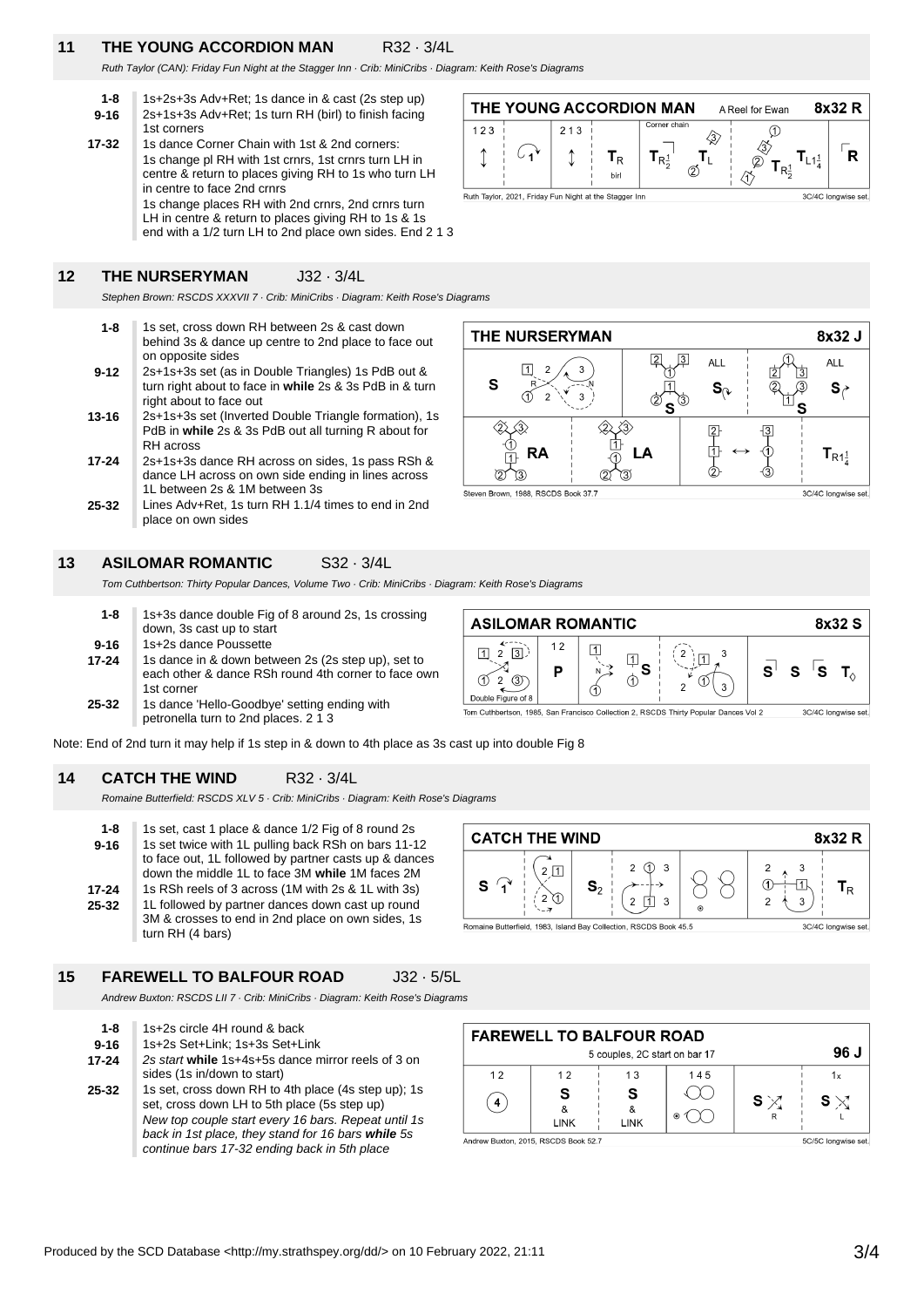## 11 THE YOUNG ACCORDION MAN R32 · 3/4L

*Ruth Taylor (CAN): Friday Fun Night at the Stagger Inn · Crib: MiniCribs · Diagram: Keith Rose's Diagrams*

- **1-8** 1s+2s+3s Adv+Ret; 1s dance in & cast (2s step up)
- **9-16** 2s+1s+3s Adv+Ret; 1s turn RH (birl) to finish facing 1st corners
- **17-32** 1s dance Corner Chain with 1st & 2nd corners: 1s change pl RH with 1st crnrs, 1st crnrs turn LH in centre & return to places giving RH to 1s who turn LH in centre to face 2nd crnrs
  1s change places RH with 2nd crnrs, 2nd crnrs turn LH in centre & return to places giving RH to 1s & 1s end with a 1/2 turn LH to 2nd place own sides. End 2 1 3

## 12 THE NURSERYMAN J32 · 3/4L

*Stephen Brown: RSCDS XXXVII 7 · Crib: MiniCribs · Diagram: Keith Rose's Diagrams*

- **1-8** 1s set, cross down RH between 2s & cast down behind 3s & dance up centre to 2nd place to face out on opposite sides
- **9-12** 2s+1s+3s set (as in Double Triangles) 1s PdB out & turn right about to face in **while** 2s & 3s PdB in & turn right about to face out
- **13-16** 2s+1s+3s set (Inverted Double Triangle formation), 1s PdB in **while** 2s & 3s PdB out all turning R about for RH across
- **17-24** 2s+1s+3s dance RH across on sides, 1s pass RSh & dance LH across on own side ending in lines across 1L between 2s & 1M between 3s
- **25-32** Lines Adv+Ret, 1s turn RH 1.1/4 times to end in 2nd place on own sides

## 13 ASILOMAR ROMANTIC S32 · 3/4L

*Tom Cuthbertson: Thirty Popular Dances, Volume Two · Crib: MiniCribs · Diagram: Keith Rose's Diagrams*

- **1-8** 1s+3s dance double Fig of 8 around 2s, 1s crossing down, 3s cast up to start
- **9-16** 1s+2s dance Poussette
- **17-24** 1s dance in & down between 2s (2s step up), set to each other & dance RSh round 4th corner to face own 1st corner
- **25-32** 1s dance 'Hello-Goodbye' setting ending with petronella turn to 2nd places. 2 1 3

Note: End of 2nd turn it may help if 1s step in & down to 4th place as 3s cast up into double Fig 8

## 14 CATCH THE WIND R32 · 3/4L

*Romaine Butterfield: RSCDS XLV 5 · Crib: MiniCribs · Diagram: Keith Rose's Diagrams*

- **1-8** 1s set, cast 1 place & dance 1/2 Fig of 8 round 2s
- **9-16** 1s set twice with 1L pulling back RSh on bars 11-12 to face out, 1L followed by partner casts up & dances down the middle 1L to face 3M **while** 1M faces 2M
- **17-24** 1s RSh reels of 3 across (1M with 2s & 1L with 3s)
- **25-32** 1L followed by partner dances down cast up round 3M & crosses to end in 2nd place on own sides, 1s turn RH (4 bars)

## 15 FAREWELL TO BALFOUR ROAD J32 · 5/5L

*Andrew Buxton: RSCDS LII 7 · Crib: MiniCribs · Diagram: Keith Rose's Diagrams*

- **1-8** 1s+2s circle 4H round & back
- **9-16** 1s+2s Set+Link; 1s+3s Set+Link
- **17-24** *2s start* **while** 1s+4s+5s dance mirror reels of 3 on sides (1s in/down to start)
- **25-32** 1s set, cross down RH to 4th place (4s step up); 1s set, cross down LH to 5th place (5s step up)
  *New top couple start every 16 bars. Repeat until 1s back in 1st place, they stand for 16 bars* **while** *5s continue bars 17-32 ending back in 5th place*

Produced by the SCD Database <http://my.strathspey.org/dd/> on 10 February 2022, 21:11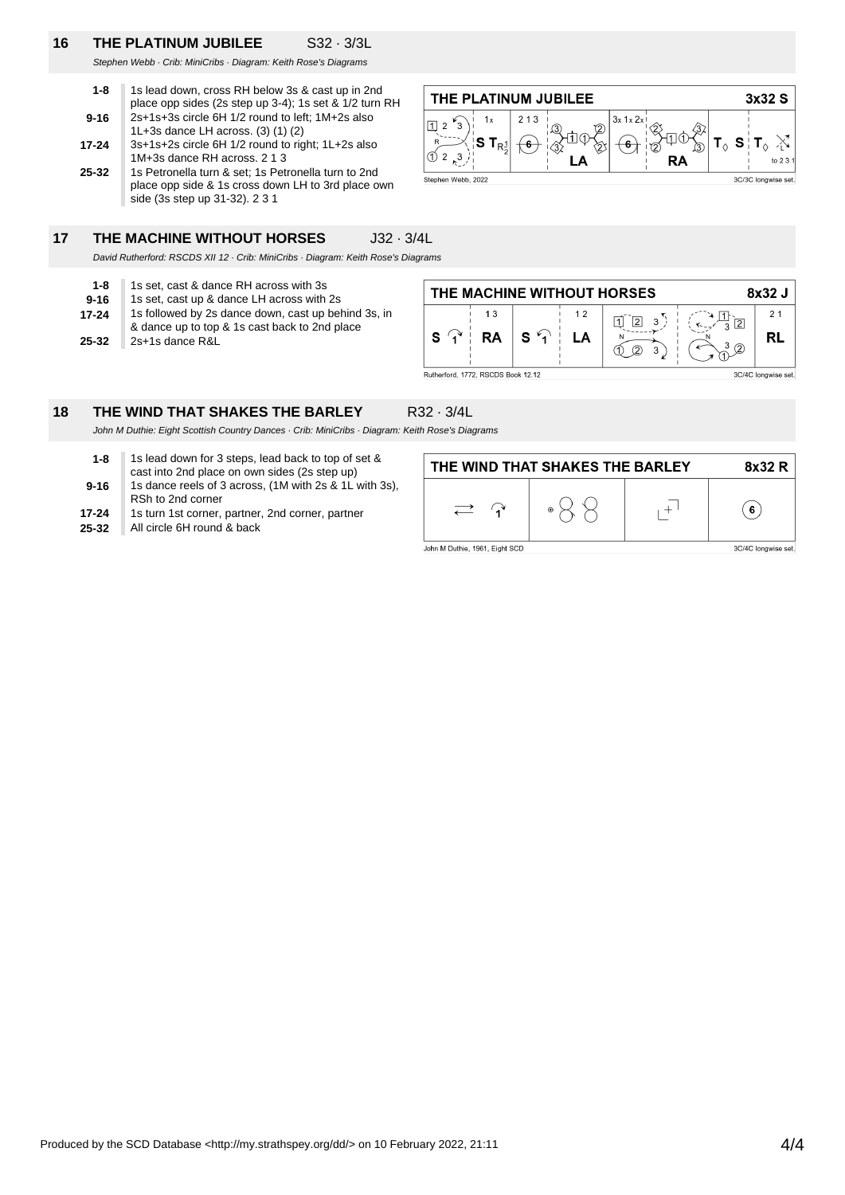## 16 THE PLATINUM JUBILEE S32 · 3/3L

*Stephen Webb · Crib: MiniCribs · Diagram: Keith Rose's Diagrams*

| | |
|---|---|
| **1-8** | 1s lead down, cross RH below 3s & cast up in 2nd place opp sides (2s step up 3-4); 1s set & 1/2 turn RH |
| **9-16** | 2s+1s+3s circle 6H 1/2 round to left; 1M+2s also 1L+3s dance LH across. (3) (1) (2) |
| **17-24** | 3s+1s+2s circle 6H 1/2 round to right; 1L+2s also 1M+3s dance RH across. 2 1 3 |
| **25-32** | 1s Petronella turn & set; 1s Petronella turn to 2nd place opp side & 1s cross down LH to 3rd place own side (3s step up 31-32). 2 3 1 |

THE PLATINUM JUBILEE 3x32 S

Stephen Webb, 2022 3C/3C longwise set.

## 17 THE MACHINE WITHOUT HORSES J32 · 3/4L

*David Rutherford: RSCDS XII 12 · Crib: MiniCribs · Diagram: Keith Rose's Diagrams*

| | |
|---|---|
| **1-8** | 1s set, cast & dance RH across with 3s |
| **9-16** | 1s set, cast up & dance LH across with 2s |
| **17-24** | 1s followed by 2s dance down, cast up behind 3s, in & dance up to top & 1s cast back to 2nd place |
| **25-32** | 2s+1s dance R&L |

THE MACHINE WITHOUT HORSES 8x32 J

Rutherford, 1772, RSCDS Book 12.12 3C/4C longwise set.

## 18 THE WIND THAT SHAKES THE BARLEY R32 · 3/4L

*John M Duthie: Eight Scottish Country Dances · Crib: MiniCribs · Diagram: Keith Rose's Diagrams*

| | |
|---|---|
| **1-8** | 1s lead down for 3 steps, lead back to top of set & cast into 2nd place on own sides (2s step up) |
| **9-16** | 1s dance reels of 3 across, (1M with 2s & 1L with 3s), RSh to 2nd corner |
| **17-24** | 1s turn 1st corner, partner, 2nd corner, partner |
| **25-32** | All circle 6H round & back |

THE WIND THAT SHAKES THE BARLEY 8x32 R

John M Duthie, 1961, Eight SCD 3C/4C longwise set.

Produced by the SCD Database <http://my.strathspey.org/dd/> on 10 February 2022, 21:11